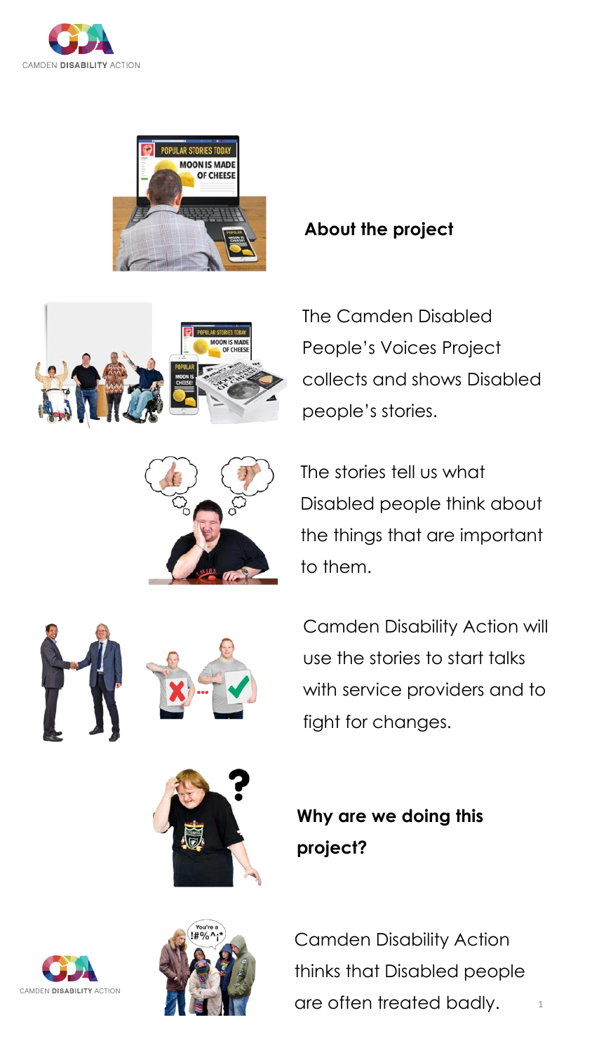## About the project

The Camden Disabled People's Voices Project collects and shows Disabled people's stories.

The stories tell us what Disabled people think about the things that are important to them.

Camden Disability Action will use the stories to start talks with service providers and to fight for changes.

## Why are we doing this project?

Camden Disability Action thinks that Disabled people are often treated badly.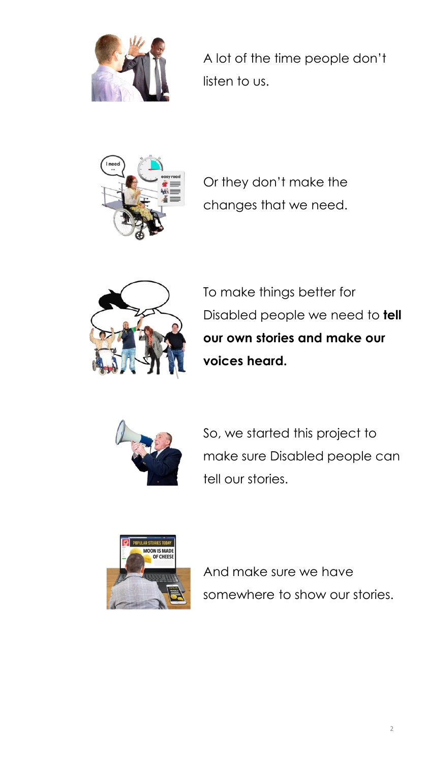A lot of the time people don't listen to us.

Or they don't make the changes that we need.

To make things better for Disabled people we need to **tell our own stories and make our voices heard.**

So, we started this project to make sure Disabled people can tell our stories.

And make sure we have somewhere to show our stories.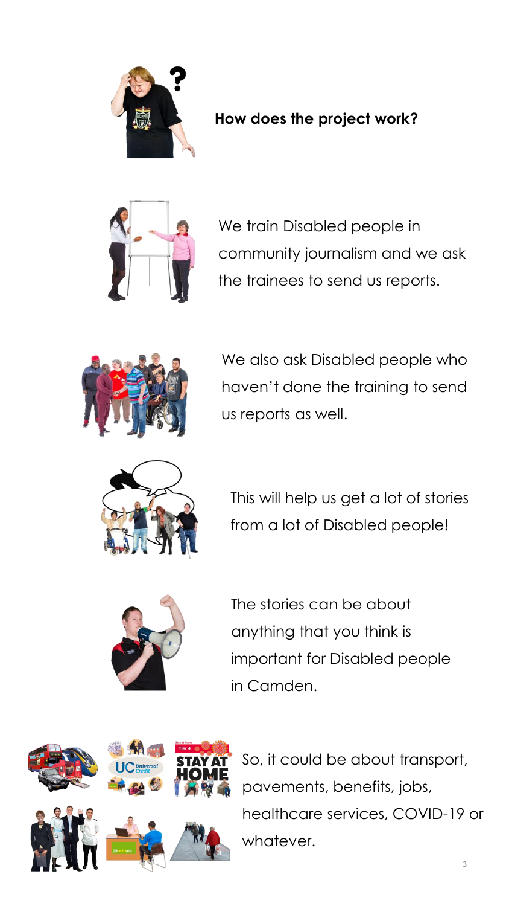## How does the project work?

We train Disabled people in community journalism and we ask the trainees to send us reports.

We also ask Disabled people who haven't done the training to send us reports as well.

This will help us get a lot of stories from a lot of Disabled people!

The stories can be about anything that you think is important for Disabled people in Camden.

So, it could be about transport, pavements, benefits, jobs, healthcare services, COVID-19 or whatever.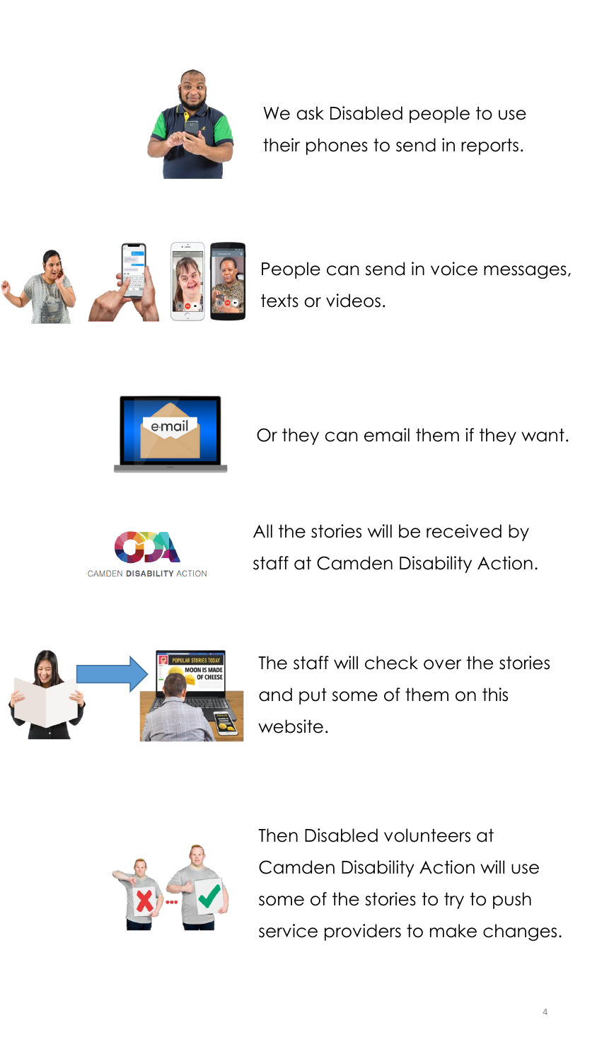We ask Disabled people to use their phones to send in reports.

People can send in voice messages, texts or videos.

Or they can email them if they want.

All the stories will be received by staff at Camden Disability Action.

The staff will check over the stories and put some of them on this website.

Then Disabled volunteers at Camden Disability Action will use some of the stories to try to push service providers to make changes.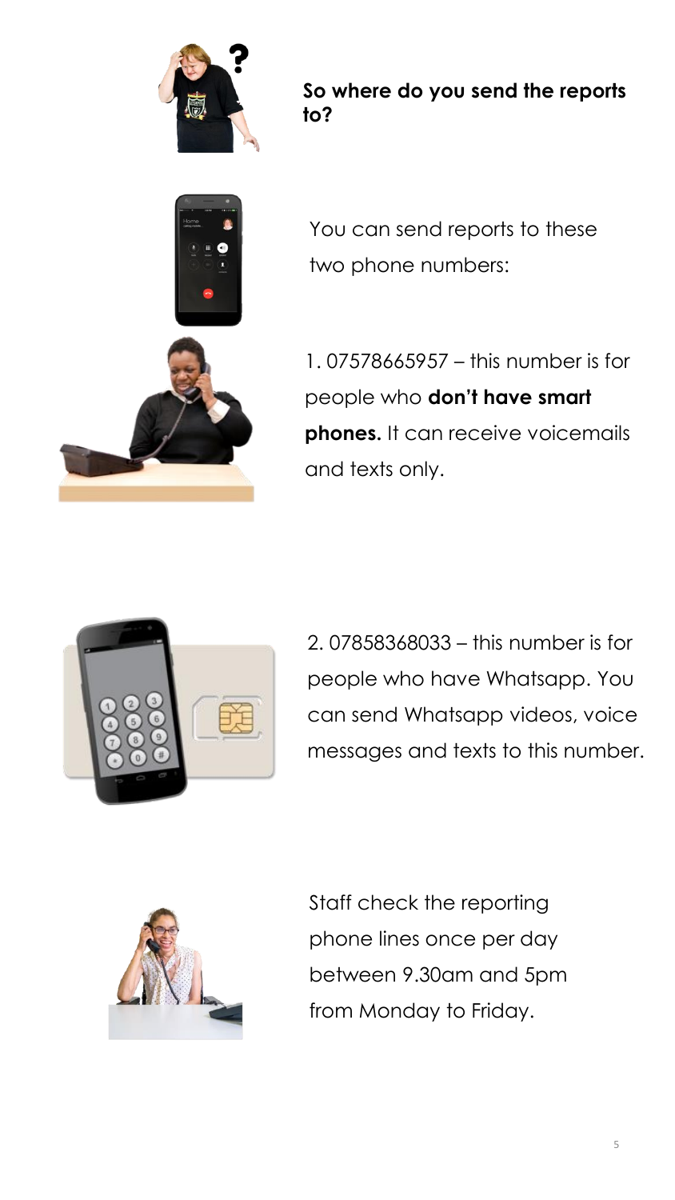**So where do you send the reports to?**

You can send reports to these two phone numbers:

1. 07578665957 – this number is for people who **don't have smart phones.** It can receive voicemails and texts only.

2. 07858368033 – this number is for people who have Whatsapp. You can send Whatsapp videos, voice messages and texts to this number.

Staff check the reporting phone lines once per day between 9.30am and 5pm from Monday to Friday.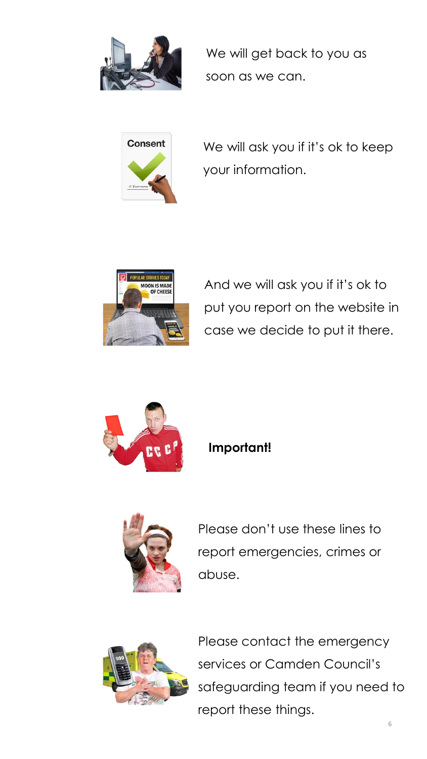We will get back to you as soon as we can.

We will ask you if it's ok to keep your information.

And we will ask you if it's ok to put you report on the website in case we decide to put it there.

**Important!**

Please don't use these lines to report emergencies, crimes or abuse.

Please contact the emergency services or Camden Council's safeguarding team if you need to report these things.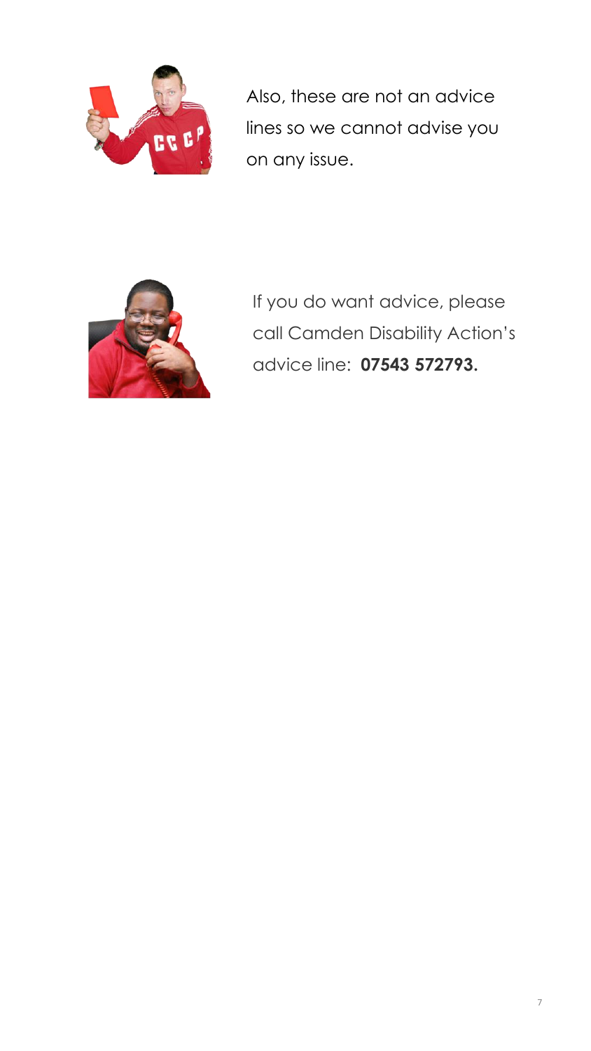Also, these are not an advice lines so we cannot advise you on any issue.

If you do want advice, please call Camden Disability Action's advice line: **07543 572793.**